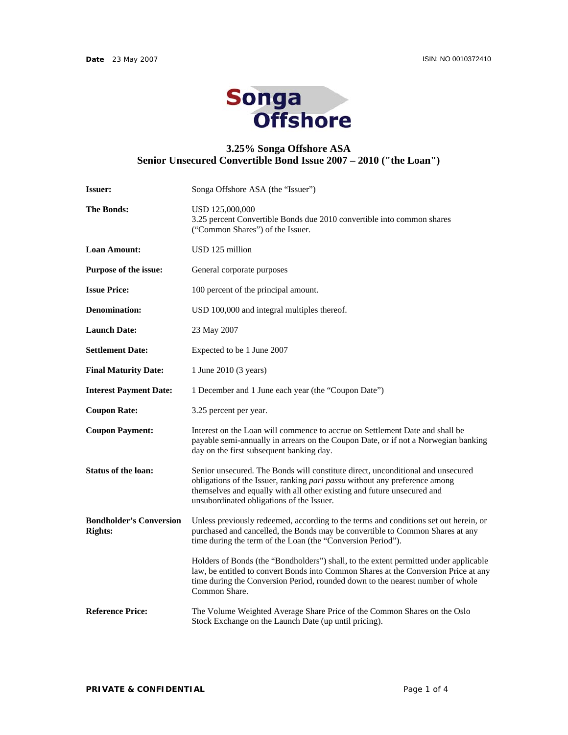**Date** 23 May 2007

ISIN: NO 0010372410

Songa Offshore

# 3.25% Songa Offshore ASA
# Senior Unsecured Convertible Bond Issue 2007 – 2010 ("the Loan")

| | |
|---|---|
| **Issuer:** | Songa Offshore ASA (the "Issuer") |
| **The Bonds:** | USD 125,000,000<br>3.25 percent Convertible Bonds due 2010 convertible into common shares ("Common Shares") of the Issuer. |
| **Loan Amount:** | USD 125 million |
| **Purpose of the issue:** | General corporate purposes |
| **Issue Price:** | 100 percent of the principal amount. |
| **Denomination:** | USD 100,000 and integral multiples thereof. |
| **Launch Date:** | 23 May 2007 |
| **Settlement Date:** | Expected to be 1 June 2007 |
| **Final Maturity Date:** | 1 June 2010 (3 years) |
| **Interest Payment Date:** | 1 December and 1 June each year (the "Coupon Date") |
| **Coupon Rate:** | 3.25 percent per year. |
| **Coupon Payment:** | Interest on the Loan will commence to accrue on Settlement Date and shall be payable semi-annually in arrears on the Coupon Date, or if not a Norwegian banking day on the first subsequent banking day. |
| **Status of the loan:** | Senior unsecured. The Bonds will constitute direct, unconditional and unsecured obligations of the Issuer, ranking *pari passu* without any preference among themselves and equally with all other existing and future unsecured and unsubordinated obligations of the Issuer. |
| **Bondholder's Conversion Rights:** | Unless previously redeemed, according to the terms and conditions set out herein, or purchased and cancelled, the Bonds may be convertible to Common Shares at any time during the term of the Loan (the "Conversion Period").<br><br>Holders of Bonds (the "Bondholders") shall, to the extent permitted under applicable law, be entitled to convert Bonds into Common Shares at the Conversion Price at any time during the Conversion Period, rounded down to the nearest number of whole Common Share. |
| **Reference Price:** | The Volume Weighted Average Share Price of the Common Shares on the Oslo Stock Exchange on the Launch Date (up until pricing). |

**PRIVATE & CONFIDENTIAL**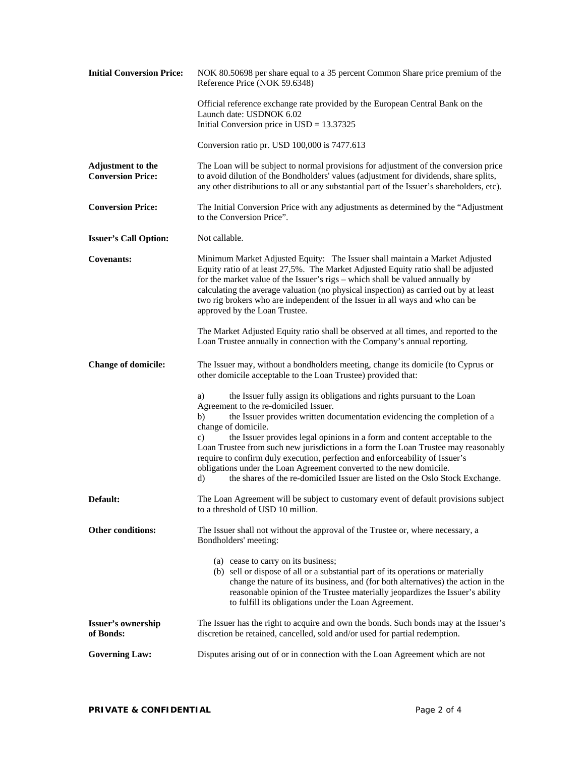| | |
|---|---|
| **Initial Conversion Price:** | NOK 80.50698 per share equal to a 35 percent Common Share price premium of the Reference Price (NOK 59.6348)<br><br>Official reference exchange rate provided by the European Central Bank on the Launch date: USDNOK 6.02<br>Initial Conversion price in USD = 13.37325<br><br>Conversion ratio pr. USD 100,000 is 7477.613 |
| **Adjustment to the Conversion Price:** | The Loan will be subject to normal provisions for adjustment of the conversion price to avoid dilution of the Bondholders' values (adjustment for dividends, share splits, any other distributions to all or any substantial part of the Issuer's shareholders, etc). |
| **Conversion Price:** | The Initial Conversion Price with any adjustments as determined by the "Adjustment to the Conversion Price". |
| **Issuer's Call Option:** | Not callable. |
| **Covenants:** | Minimum Market Adjusted Equity: The Issuer shall maintain a Market Adjusted Equity ratio of at least 27,5%. The Market Adjusted Equity ratio shall be adjusted for the market value of the Issuer's rigs – which shall be valued annually by calculating the average valuation (no physical inspection) as carried out by at least two rig brokers who are independent of the Issuer in all ways and who can be approved by the Loan Trustee.<br><br>The Market Adjusted Equity ratio shall be observed at all times, and reported to the Loan Trustee annually in connection with the Company's annual reporting. |
| **Change of domicile:** | The Issuer may, without a bondholders meeting, change its domicile (to Cyprus or other domicile acceptable to the Loan Trustee) provided that:<br><br>a) the Issuer fully assign its obligations and rights pursuant to the Loan Agreement to the re-domiciled Issuer.<br>b) the Issuer provides written documentation evidencing the completion of a change of domicile.<br>c) the Issuer provides legal opinions in a form and content acceptable to the Loan Trustee from such new jurisdictions in a form the Loan Trustee may reasonably require to confirm duly execution, perfection and enforceability of Issuer's obligations under the Loan Agreement converted to the new domicile.<br>d) the shares of the re-domiciled Issuer are listed on the Oslo Stock Exchange. |
| **Default:** | The Loan Agreement will be subject to customary event of default provisions subject to a threshold of USD 10 million. |
| **Other conditions:** | The Issuer shall not without the approval of the Trustee or, where necessary, a Bondholders' meeting:<br><br>(a) cease to carry on its business;<br>(b) sell or dispose of all or a substantial part of its operations or materially change the nature of its business, and (for both alternatives) the action in the reasonable opinion of the Trustee materially jeopardizes the Issuer's ability to fulfill its obligations under the Loan Agreement. |
| **Issuer's ownership of Bonds:** | The Issuer has the right to acquire and own the bonds. Such bonds may at the Issuer's discretion be retained, cancelled, sold and/or used for partial redemption. |
| **Governing Law:** | Disputes arising out of or in connection with the Loan Agreement which are not |

**PRIVATE & CONFIDENTIAL**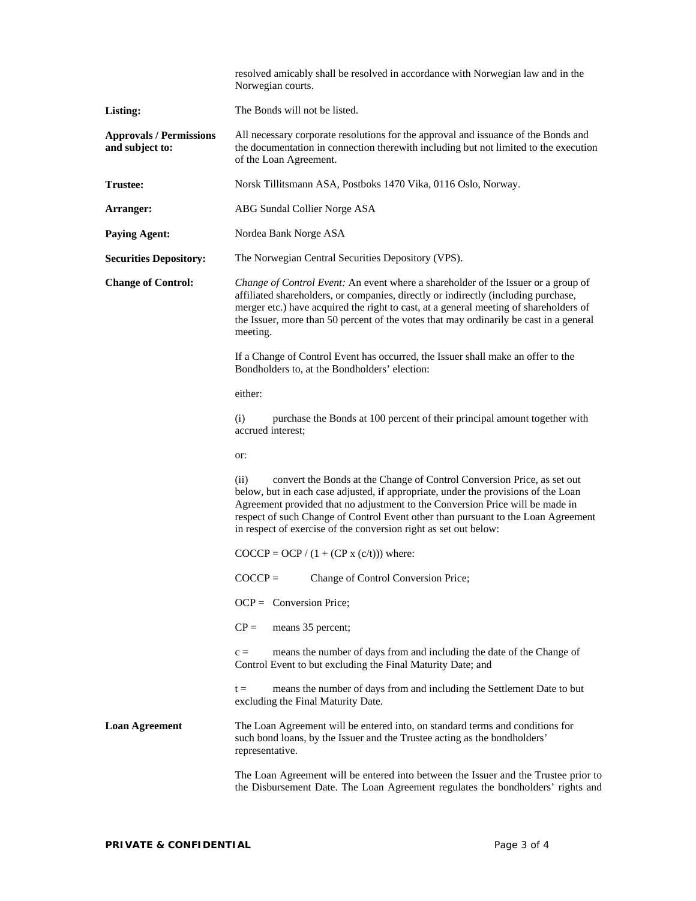resolved amicably shall be resolved in accordance with Norwegian law and in the Norwegian courts.

| | |
|---|---|
| **Listing:** | The Bonds will not be listed. |
| **Approvals / Permissions and subject to:** | All necessary corporate resolutions for the approval and issuance of the Bonds and the documentation in connection therewith including but not limited to the execution of the Loan Agreement. |
| **Trustee:** | Norsk Tillitsmann ASA, Postboks 1470 Vika, 0116 Oslo, Norway. |
| **Arranger:** | ABG Sundal Collier Norge ASA |
| **Paying Agent:** | Nordea Bank Norge ASA |
| **Securities Depository:** | The Norwegian Central Securities Depository (VPS). |

**Change of Control:**

*Change of Control Event:* An event where a shareholder of the Issuer or a group of affiliated shareholders, or companies, directly or indirectly (including purchase, merger etc.) have acquired the right to cast, at a general meeting of shareholders of the Issuer, more than 50 percent of the votes that may ordinarily be cast in a general meeting.

If a Change of Control Event has occurred, the Issuer shall make an offer to the Bondholders to, at the Bondholders' election:

either:

(i) purchase the Bonds at 100 percent of their principal amount together with accrued interest;

or:

(ii) convert the Bonds at the Change of Control Conversion Price, as set out below, but in each case adjusted, if appropriate, under the provisions of the Loan Agreement provided that no adjustment to the Conversion Price will be made in respect of such Change of Control Event other than pursuant to the Loan Agreement in respect of exercise of the conversion right as set out below:

$COCCP = OCP / (1 + (CP \times (c/t)))$ where:

$COCCP =$ Change of Control Conversion Price;

$OCP =$ Conversion Price;

$CP =$ means 35 percent;

$c =$ means the number of days from and including the date of the Change of Control Event to but excluding the Final Maturity Date; and

$t =$ means the number of days from and including the Settlement Date to but excluding the Final Maturity Date.

**Loan Agreement**

The Loan Agreement will be entered into, on standard terms and conditions for such bond loans, by the Issuer and the Trustee acting as the bondholders' representative.

The Loan Agreement will be entered into between the Issuer and the Trustee prior to the Disbursement Date. The Loan Agreement regulates the bondholders' rights and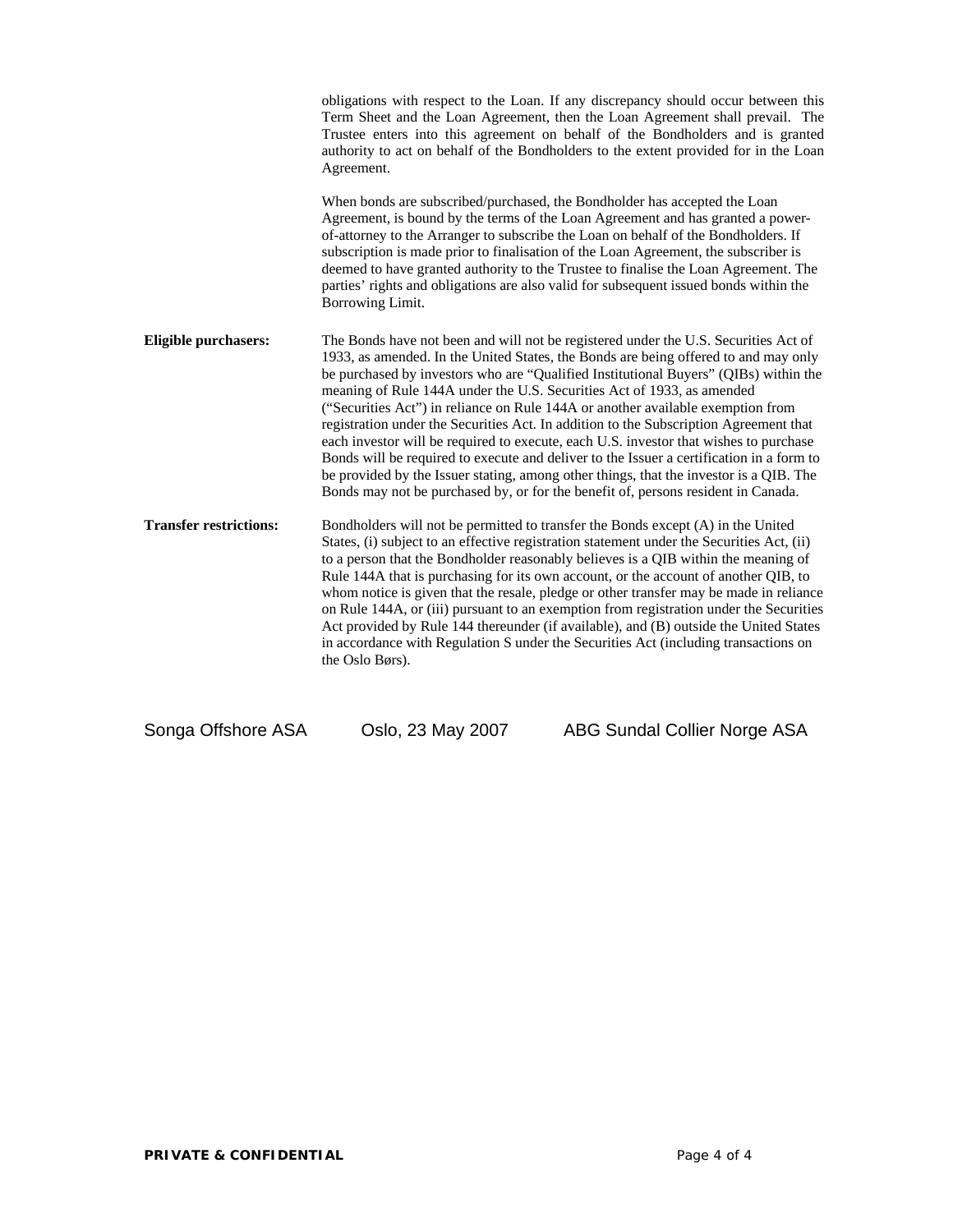obligations with respect to the Loan. If any discrepancy should occur between this Term Sheet and the Loan Agreement, then the Loan Agreement shall prevail. The Trustee enters into this agreement on behalf of the Bondholders and is granted authority to act on behalf of the Bondholders to the extent provided for in the Loan Agreement.

When bonds are subscribed/purchased, the Bondholder has accepted the Loan Agreement, is bound by the terms of the Loan Agreement and has granted a power-of-attorney to the Arranger to subscribe the Loan on behalf of the Bondholders. If subscription is made prior to finalisation of the Loan Agreement, the subscriber is deemed to have granted authority to the Trustee to finalise the Loan Agreement. The parties' rights and obligations are also valid for subsequent issued bonds within the Borrowing Limit.

**Eligible purchasers:** The Bonds have not been and will not be registered under the U.S. Securities Act of 1933, as amended. In the United States, the Bonds are being offered to and may only be purchased by investors who are "Qualified Institutional Buyers" (QIBs) within the meaning of Rule 144A under the U.S. Securities Act of 1933, as amended ("Securities Act") in reliance on Rule 144A or another available exemption from registration under the Securities Act. In addition to the Subscription Agreement that each investor will be required to execute, each U.S. investor that wishes to purchase Bonds will be required to execute and deliver to the Issuer a certification in a form to be provided by the Issuer stating, among other things, that the investor is a QIB. The Bonds may not be purchased by, or for the benefit of, persons resident in Canada.

**Transfer restrictions:** Bondholders will not be permitted to transfer the Bonds except (A) in the United States, (i) subject to an effective registration statement under the Securities Act, (ii) to a person that the Bondholder reasonably believes is a QIB within the meaning of Rule 144A that is purchasing for its own account, or the account of another QIB, to whom notice is given that the resale, pledge or other transfer may be made in reliance on Rule 144A, or (iii) pursuant to an exemption from registration under the Securities Act provided by Rule 144 thereunder (if available), and (B) outside the United States in accordance with Regulation S under the Securities Act (including transactions on the Oslo Børs).

Songa Offshore ASA Oslo, 23 May 2007 ABG Sundal Collier Norge ASA